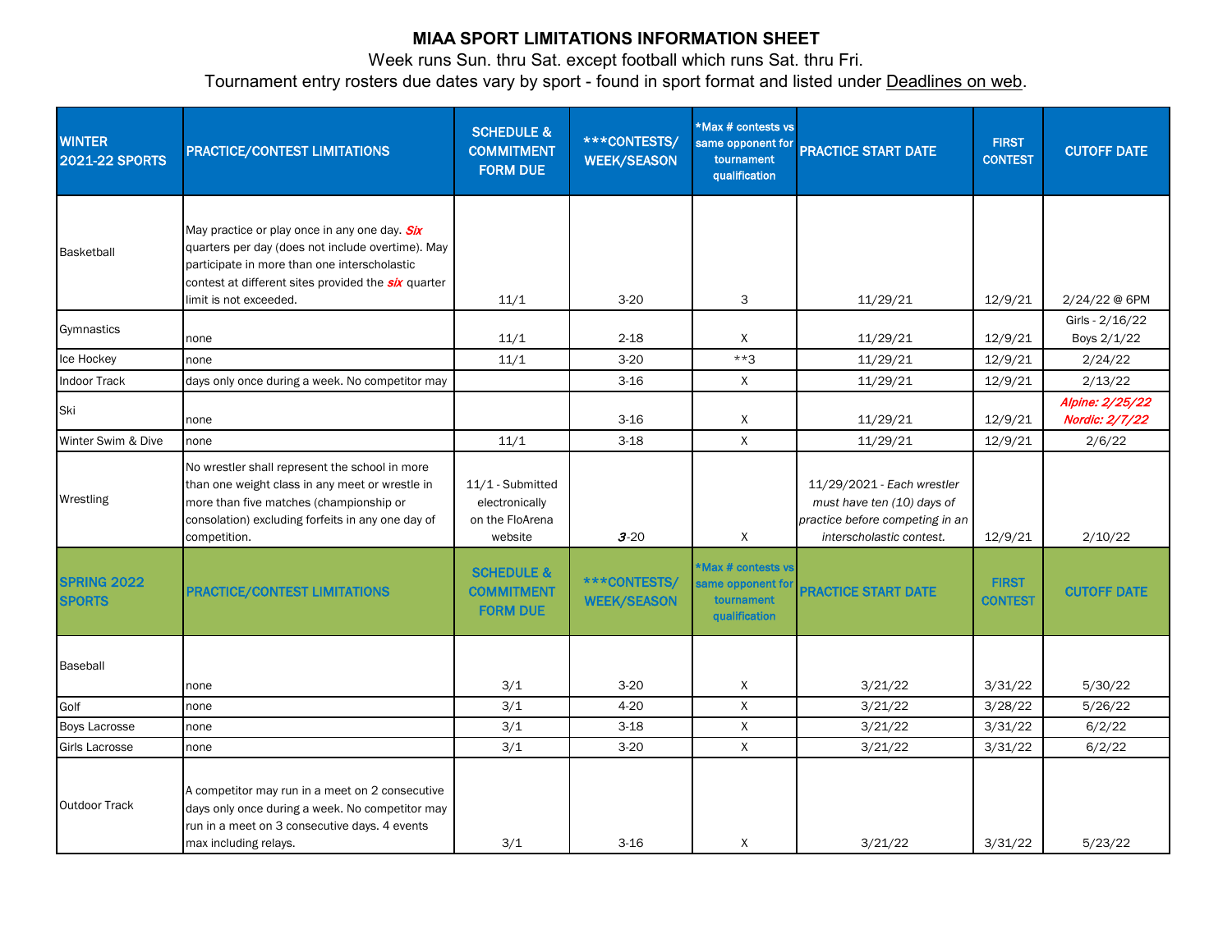# MIAA SPORT LIMITATIONS INFORMATION SHEET

Week runs Sun. thru Sat. except football which runs Sat. thru Fri.

Tournament entry rosters due dates vary by sport - found in sport format and listed under Deadlines on web.

| WINTER 2021-22 SPORTS | PRACTICE/CONTEST LIMITATIONS | SCHEDULE & COMMITMENT FORM DUE | ***CONTESTS/ WEEK/SEASON | *Max # contests vs same opponent for tournament qualification | PRACTICE START DATE | FIRST CONTEST | CUTOFF DATE |
|---|---|---|---|---|---|---|---|
| Basketball | May practice or play once in any one day. ***Six*** quarters per day (does not include overtime). May participate in more than one interscholastic contest at different sites provided the ***six*** quarter limit is not exceeded. | 11/1 | 3-20 | 3 | 11/29/21 | 12/9/21 | 2/24/22 @ 6PM |
| Gymnastics | none | 11/1 | 2-18 | X | 11/29/21 | 12/9/21 | Girls - 2/16/22 Boys 2/1/22 |
| Ice Hockey | none | 11/1 | 3-20 | **3 | 11/29/21 | 12/9/21 | 2/24/22 |
| Indoor Track | days only once during a week. No competitor may | | 3-16 | X | 11/29/21 | 12/9/21 | 2/13/22 |
| Ski | none | | 3-16 | X | 11/29/21 | 12/9/21 | ***Alpine: 2/25/22*** ***Nordic: 2/7/22*** |
| Winter Swim & Dive | none | 11/1 | 3-18 | X | 11/29/21 | 12/9/21 | 2/6/22 |
| Wrestling | No wrestler shall represent the school in more than one weight class in any meet or wrestle in more than five matches (championship or consolation) excluding forfeits in any one day of competition. | 11/1 - Submitted electronically on the FloArena website | ***3***-20 | X | 11/29/2021 - *Each wrestler must have ten (10) days of practice before competing in an interscholastic contest.* | 12/9/21 | 2/10/22 |
| **SPRING 2022 SPORTS** | **PRACTICE/CONTEST LIMITATIONS** | **SCHEDULE & COMMITMENT FORM DUE** | **\*\*\*CONTESTS/ WEEK/SEASON** | **\*Max # contests vs same opponent for tournament qualification** | **PRACTICE START DATE** | **FIRST CONTEST** | **CUTOFF DATE** |
| Baseball | none | 3/1 | 3-20 | X | 3/21/22 | 3/31/22 | 5/30/22 |
| Golf | none | 3/1 | 4-20 | X | 3/21/22 | 3/28/22 | 5/26/22 |
| Boys Lacrosse | none | 3/1 | 3-18 | X | 3/21/22 | 3/31/22 | 6/2/22 |
| Girls Lacrosse | none | 3/1 | 3-20 | X | 3/21/22 | 3/31/22 | 6/2/22 |
| Outdoor Track | A competitor may run in a meet on 2 consecutive days only once during a week. No competitor may run in a meet on 3 consecutive days. 4 events max including relays. | 3/1 | 3-16 | X | 3/21/22 | 3/31/22 | 5/23/22 |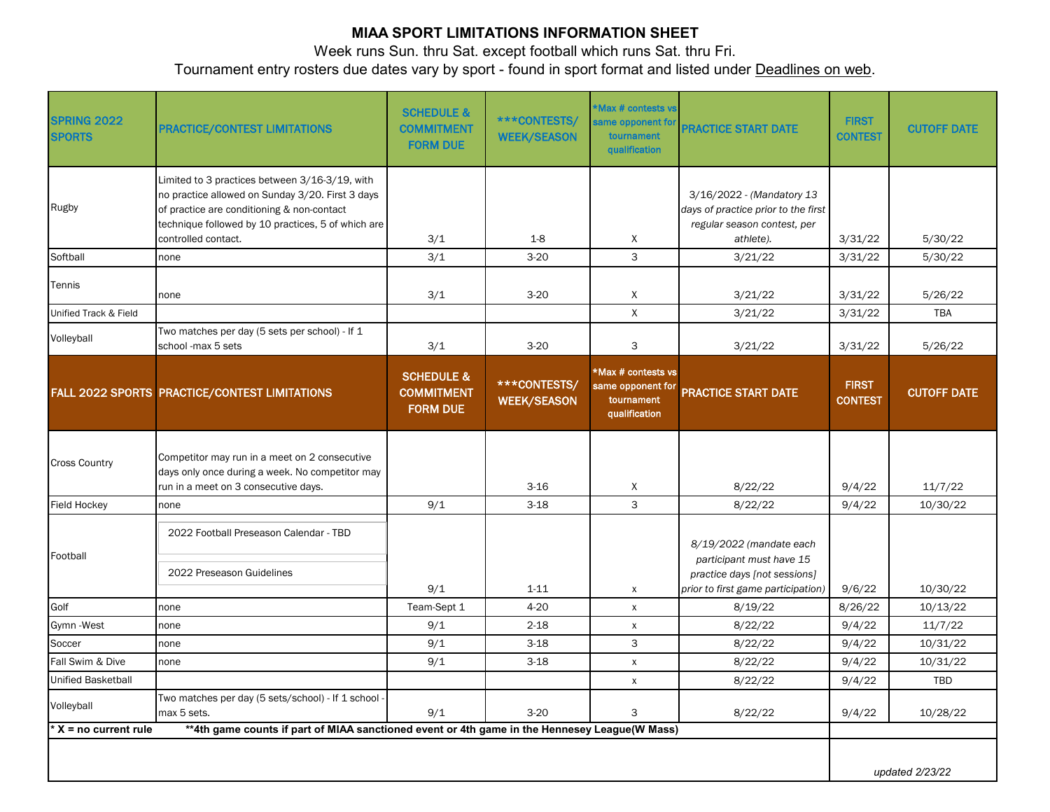**MIAA SPORT LIMITATIONS INFORMATION SHEET**

Week runs Sun. thru Sat. except football which runs Sat. thru Fri.

Tournament entry rosters due dates vary by sport - found in sport format and listed under Deadlines on web.

| SPRING 2022 SPORTS | PRACTICE/CONTEST LIMITATIONS | SCHEDULE & COMMITMENT FORM DUE | ***CONTESTS/ WEEK/SEASON | *Max # contests vs same opponent for tournament qualification | PRACTICE START DATE | FIRST CONTEST | CUTOFF DATE |
|---|---|---|---|---|---|---|---|
| Rugby | Limited to 3 practices between 3/16-3/19, with no practice allowed on Sunday 3/20. First 3 days of practice are conditioning & non-contact technique followed by 10 practices, 5 of which are controlled contact. | 3/1 | 1-8 | X | 3/16/2022 - *(Mandatory 13 days of practice prior to the first regular season contest, per athlete).* | 3/31/22 | 5/30/22 |
| Softball | none | 3/1 | 3-20 | 3 | 3/21/22 | 3/31/22 | 5/30/22 |
| Tennis | none | 3/1 | 3-20 | X | 3/21/22 | 3/31/22 | 5/26/22 |
| Unified Track & Field | | | | X | 3/21/22 | 3/31/22 | TBA |
| Volleyball | Two matches per day (5 sets per school) - If 1 school -max 5 sets | 3/1 | 3-20 | 3 | 3/21/22 | 3/31/22 | 5/26/22 |
| **FALL 2022 SPORTS** | **PRACTICE/CONTEST LIMITATIONS** | **SCHEDULE & COMMITMENT FORM DUE** | **\*\*\*CONTESTS/ WEEK/SEASON** | **\*Max # contests vs same opponent for tournament qualification** | **PRACTICE START DATE** | **FIRST CONTEST** | **CUTOFF DATE** |
| Cross Country | Competitor may run in a meet on 2 consecutive days only once during a week. No competitor may run in a meet on 3 consecutive days. | | 3-16 | X | 8/22/22 | 9/4/22 | 11/7/22 |
| Field Hockey | none | 9/1 | 3-18 | 3 | 8/22/22 | 9/4/22 | 10/30/22 |
| Football | 2022 Football Preseason Calendar - TBD<br>2022 Preseason Guidelines | 9/1 | 1-11 | x | *8/19/2022 (mandate each participant must have 15 practice days [not sessions] prior to first game participation)* | 9/6/22 | 10/30/22 |
| Golf | none | Team-Sept 1 | 4-20 | x | 8/19/22 | 8/26/22 | 10/13/22 |
| Gymn -West | none | 9/1 | 2-18 | x | 8/22/22 | 9/4/22 | 11/7/22 |
| Soccer | none | 9/1 | 3-18 | 3 | 8/22/22 | 9/4/22 | 10/31/22 |
| Fall Swim & Dive | none | 9/1 | 3-18 | x | 8/22/22 | 9/4/22 | 10/31/22 |
| Unified Basketball | | | | x | 8/22/22 | 9/4/22 | TBD |
| Volleyball | Two matches per day (5 sets/school) - If 1 school - max 5 sets. | 9/1 | 3-20 | 3 | 8/22/22 | 9/4/22 | 10/28/22 |

**\* X = no current rule** **\*\*4th game counts if part of MIAA sanctioned event or 4th game in the Hennesey League(W Mass)**

*updated 2/23/22*